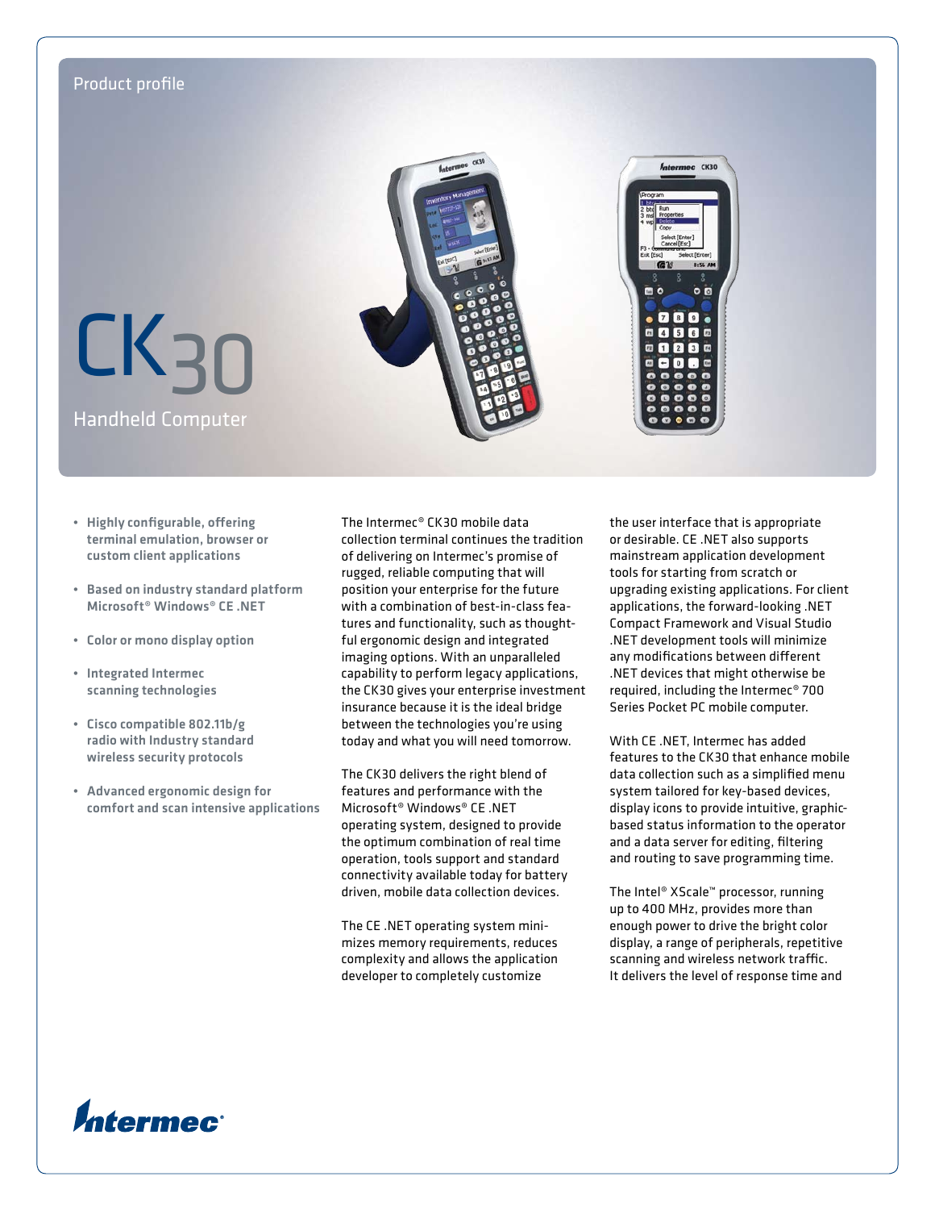Product profile

# CK30

## Handheld Computer

- Highly configurable, offering terminal emulation, browser or custom client applications
- Based on industry standard platform Microsoft® Windows® CE .NET
- Color or mono display option
- Integrated Intermec scanning technologies
- Cisco compatible 802.11b/g radio with Industry standard wireless security protocols
- Advanced ergonomic design for comfort and scan intensive applications

The Intermec® CK30 mobile data collection terminal continues the tradition of delivering on Intermec's promise of rugged, reliable computing that will position your enterprise for the future with a combination of best-in-class features and functionality, such as thoughtful ergonomic design and integrated imaging options. With an unparalleled capability to perform legacy applications, the CK30 gives your enterprise investment insurance because it is the ideal bridge between the technologies you're using today and what you will need tomorrow.

The CK30 delivers the right blend of features and performance with the Microsoft® Windows® CE .NET operating system, designed to provide the optimum combination of real time operation, tools support and standard connectivity available today for battery driven, mobile data collection devices.

The CE .NET operating system minimizes memory requirements, reduces complexity and allows the application developer to completely customize the user interface that is appropriate or desirable. CE .NET also supports mainstream application development tools for starting from scratch or upgrading existing applications. For client applications, the forward-looking .NET Compact Framework and Visual Studio .NET development tools will minimize any modifications between different .NET devices that might otherwise be required, including the Intermec® 700 Series Pocket PC mobile computer.

With CE .NET, Intermec has added features to the CK30 that enhance mobile data collection such as a simplified menu system tailored for key-based devices, display icons to provide intuitive, graphic-based status information to the operator and a data server for editing, filtering and routing to save programming time.

The Intel® XScale™ processor, running up to 400 MHz, provides more than enough power to drive the bright color display, a range of peripherals, repetitive scanning and wireless network traffic. It delivers the level of response time and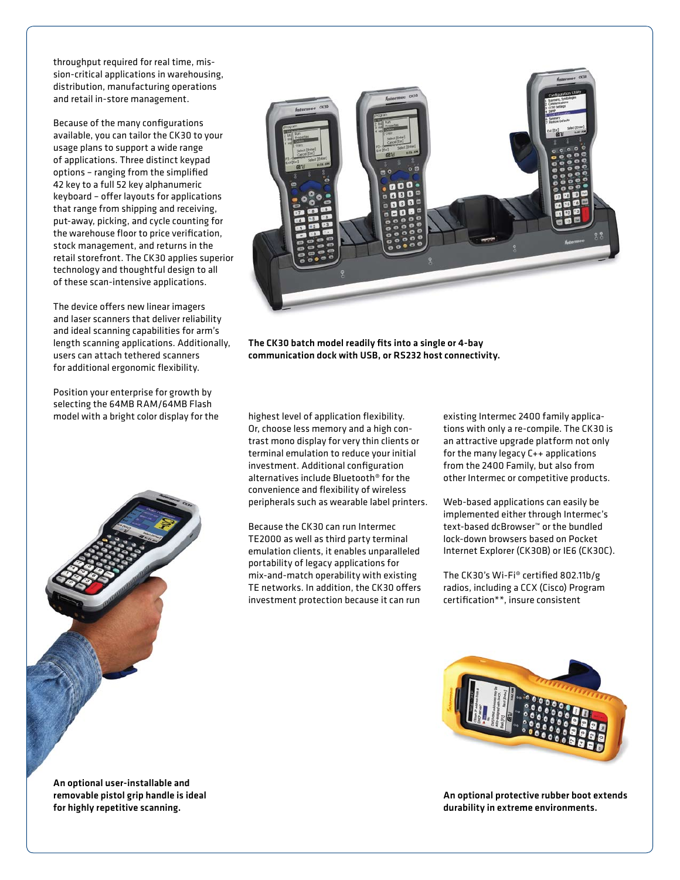throughput required for real time, mission-critical applications in warehousing, distribution, manufacturing operations and retail in-store management.

Because of the many configurations available, you can tailor the CK30 to your usage plans to support a wide range of applications. Three distinct keypad options – ranging from the simplified 42 key to a full 52 key alphanumeric keyboard – offer layouts for applications that range from shipping and receiving, put-away, picking, and cycle counting for the warehouse floor to price verification, stock management, and returns in the retail storefront. The CK30 applies superior technology and thoughtful design to all of these scan-intensive applications.

The device offers new linear imagers and laser scanners that deliver reliability and ideal scanning capabilities for arm's length scanning applications. Additionally, users can attach tethered scanners for additional ergonomic flexibility.

Position your enterprise for growth by selecting the 64MB RAM/64MB Flash model with a bright color display for the highest level of application flexibility. Or, choose less memory and a high contrast mono display for very thin clients or terminal emulation to reduce your initial investment. Additional configuration alternatives include Bluetooth® for the convenience and flexibility of wireless peripherals such as wearable label printers.

Because the CK30 can run Intermec TE2000 as well as third party terminal emulation clients, it enables unparalleled portability of legacy applications for mix-and-match operability with existing TE networks. In addition, the CK30 offers investment protection because it can run existing Intermec 2400 family applications with only a re-compile. The CK30 is an attractive upgrade platform not only for the many legacy C++ applications from the 2400 Family, but also from other Intermec or competitive products.

Web-based applications can easily be implemented either through Intermec's text-based dcBrowser™ or the bundled lock-down browsers based on Pocket Internet Explorer (CK30B) or IE6 (CK30C).

The CK30's Wi-Fi® certified 802.11b/g radios, including a CCX (Cisco) Program certification**, insure consistent

**The CK30 batch model readily fits into a single or 4-bay communication dock with USB, or RS232 host connectivity.**

**An optional user-installable and removable pistol grip handle is ideal for highly repetitive scanning.**

**An optional protective rubber boot extends durability in extreme environments.**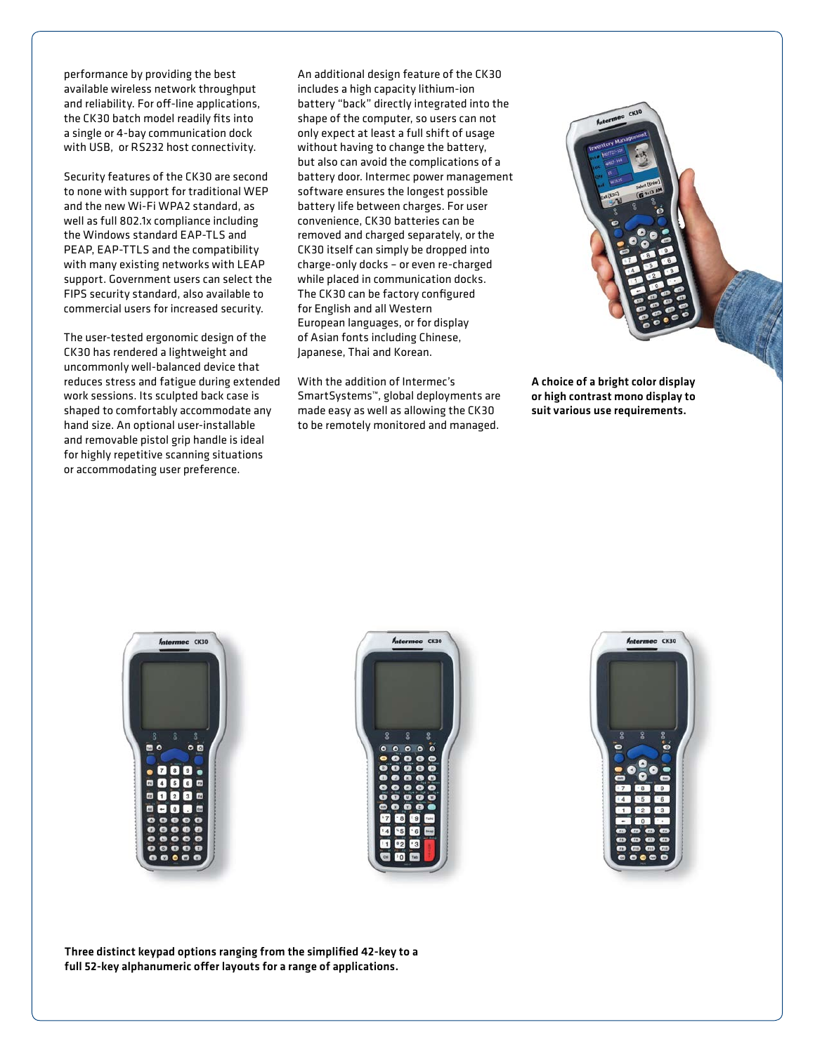performance by providing the best available wireless network throughput and reliability. For off-line applications, the CK30 batch model readily fits into a single or 4-bay communication dock with USB, or RS232 host connectivity.

Security features of the CK30 are second to none with support for traditional WEP and the new Wi-Fi WPA2 standard, as well as full 802.1x compliance including the Windows standard EAP-TLS and PEAP, EAP-TTLS and the compatibility with many existing networks with LEAP support. Government users can select the FIPS security standard, also available to commercial users for increased security.

The user-tested ergonomic design of the CK30 has rendered a lightweight and uncommonly well-balanced device that reduces stress and fatigue during extended work sessions. Its sculpted back case is shaped to comfortably accommodate any hand size. An optional user-installable and removable pistol grip handle is ideal for highly repetitive scanning situations or accommodating user preference.

An additional design feature of the CK30 includes a high capacity lithium-ion battery "back" directly integrated into the shape of the computer, so users can not only expect at least a full shift of usage without having to change the battery, but also can avoid the complications of a battery door. Intermec power management software ensures the longest possible battery life between charges. For user convenience, CK30 batteries can be removed and charged separately, or the CK30 itself can simply be dropped into charge-only docks – or even re-charged while placed in communication docks. The CK30 can be factory configured for English and all Western European languages, or for display of Asian fonts including Chinese, Japanese, Thai and Korean.

With the addition of Intermec's SmartSystems™, global deployments are made easy as well as allowing the CK30 to be remotely monitored and managed.

**A choice of a bright color display or high contrast mono display to suit various use requirements.**

**Three distinct keypad options ranging from the simplified 42-key to a full 52-key alphanumeric offer layouts for a range of applications.**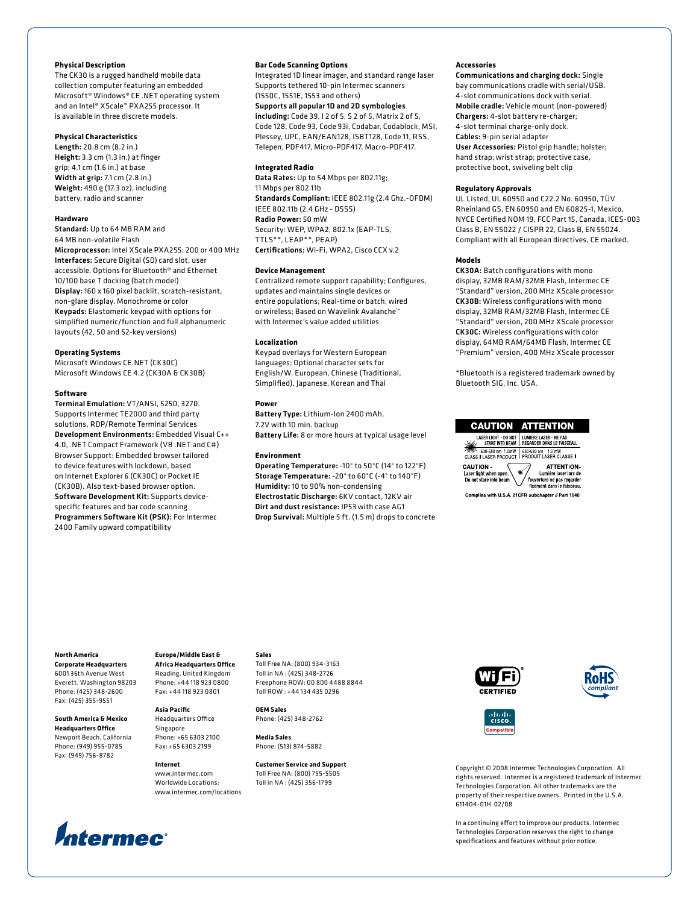### Physical Description

The CK30 is a rugged handheld mobile data collection computer featuring an embedded Microsoft® Windows® CE .NET operating system and an Intel® XScale™ PXA255 processor. It is available in three discrete models.

### Physical Characteristics

**Length:** 20.8 cm (8.2 in.)
**Height:** 3.3 cm (1.3 in.) at finger grip; 4.1 cm (1.6 in.) at base
**Width at grip:** 7.1 cm (2.8 in.)
**Weight:** 490 g (17.3 oz), including battery, radio and scanner

### Hardware

**Standard:** Up to 64 MB RAM and 64 MB non-volatile Flash
**Microprocessor:** Intel XScale PXA255; 200 or 400 MHz
**Interfaces:** Secure Digital (SD) card slot, user accessible. Options for Bluetooth® and Ethernet 10/100 base T docking (batch model)
**Display:** 160 x 160 pixel backlit, scratch-resistant, non-glare display. Monochrome or color
**Keypads:** Elastomeric keypad with options for simplified numeric/function and full alphanumeric layouts (42, 50 and 52-key versions)

### Operating Systems

Microsoft Windows CE.NET (CK30C)
Microsoft Windows CE 4.2 (CK30A & CK30B)

### Software

**Terminal Emulation:** VT/ANSI, 5250, 3270. Supports Intermec TE2000 and third party solutions, RDP/Remote Terminal Services
**Development Environments:** Embedded Visual C++ 4.0, .NET Compact Framework (VB .NET and C#) Browser Support: Embedded browser tailored to device features with lockdown, based on Internet Explorer 6 (CK30C) or Pocket IE (CK30B). Also text-based browser option.
**Software Development Kit:** Supports device-specific features and bar code scanning
**Programmers Software Kit (PSK):** For Intermec 2400 Family upward compatibility

### Bar Code Scanning Options

Integrated 1D linear imager, and standard range laser Supports tethered 10-pin Intermec scanners (1550C, 1551E, 1553 and others)
**Supports all popular 1D and 2D symbologies including:** Code 39, I 2 of 5, S 2 of 5, Matrix 2 of 5, Code 128, Code 93, Code 93i, Codabar, Codablock, MSI, Plessey, UPC, EAN/EAN128, ISBT128, Code 11, RSS, Telepen, PDF417, Micro-PDF417, Macro-PDF417.

### Integrated Radio

**Data Rates:** Up to 54 Mbps per 802.11g; 11 Mbps per 802.11b
**Standards Compliant:** IEEE 802.11g (2.4 Ghz.-OFDM) IEEE 802.11b (2.4 GHz - DSSS)
**Radio Power:** 50 mW
Security: WEP, WPA2, 802.1x (EAP-TLS, TTLS**, LEAP**, PEAP)
**Certifications:** Wi-Fi, WPA2, Cisco CCX v.2

### Device Management

Centralized remote support capability; Configures, updates and maintains single devices or entire populations; Real-time or batch, wired or wireless; Based on Wavelink Avalanche™ with Intermec's value added utilities

### Localization

Keypad overlays for Western European languages; Optional character sets for English/W. European, Chinese (Traditional, Simplified), Japanese, Korean and Thai

### Power

**Battery Type:** Lithium-Ion 2400 mAh, 7.2V with 10 min. backup
**Battery Life:** 8 or more hours at typical usage level

### Environment

**Operating Temperature:** -10° to 50°C (14° to 122°F)
**Storage Temperature:** -20° to 60°C (-4° to 140°F)
**Humidity:** 10 to 90% non-condensing
**Electrostatic Discharge:** 6KV contact, 12KV air
**Dirt and dust resistance:** IP53 with case AG1
**Drop Survival:** Multiple 5 ft. (1.5 m) drops to concrete

### Accessories

**Communications and charging dock:** Single bay communications cradle with serial/USB. 4-slot communications dock with serial.
**Mobile cradle:** Vehicle mount (non-powered)
**Chargers:** 4-slot battery re-charger; 4-slot terminal charge-only dock.
**Cables:** 9-pin serial adapter
**User Accessories:** Pistol grip handle; holster; hand strap; wrist strap; protective case, protective boot, swiveling belt clip

### Regulatory Approvals

UL Listed, UL 60950 and C22.2 No. 60950, TÜV Rheinland GS, EN 60950 and EN 60825-1, Mexico, NYCE Certified NOM 19, FCC Part 15, Canada, ICES-003 Class B, EN 55022 / CISPR 22, Class B, EN 55024. Compliant with all European directives, CE marked.

### Models

**CK30A:** Batch configurations with mono display, 32MB RAM/32MB Flash, Intermec CE "Standard" version, 200 MHz XScale processor
**CK30B:** Wireless configurations with mono display, 32MB RAM/32MB Flash, Intermec CE "Standard" version, 200 MHz XScale processor
**CK30C:** Wireless configurations with color display, 64MB RAM/64MB Flash, Intermec CE "Premium" version, 400 MHz XScale processor

*Bluetooth is a registered trademark owned by Bluetooth SIG, Inc. USA.

CAUTION ATTENTION
LASER LIGHT - DO NOT STARE INTO BEAM | LUMIERE LASER - NE PAS REGARDER DANS LE FAISCEAU.
630-680 nm 1.0mW CLASS I LASER PRODUCT | 630-680 nm 1.0 mW PRODUIT LASER CLASSE I
CAUTION - Laser light when open. Do not stare into beam.
ATTENTION- Lumière laser lors de l'ouverture ne pas regarder fixement dans le faisceau.
Complies with U.S.A. 21CFR subchapter J Part 1040

**North America Corporate Headquarters**
6001 36th Avenue West
Everett, Washington 98203
Phone: (425) 348-2600
Fax: (425) 355-9551

**South America & Mexico Headquarters Office**
Newport Beach, California
Phone: (949) 955-0785
Fax: (949) 756-8782

**Europe/Middle East & Africa Headquarters Office**
Reading, United Kingdom
Phone: +44 118 923 0800
Fax: +44 118 923 0801

**Asia Pacific**
Headquarters Office
Singapore
Phone: +65 6303 2100
Fax: +65 6303 2199

**Internet**
www.intermec.com
Worldwide Locations:
www.intermec.com/locations

**Sales**
Toll Free NA: (800) 934-3163
Toll in NA : (425) 348-2726
Freephone ROW: 00 800 4488 8844
Toll ROW : +44 134 435 0296

**OEM Sales**
Phone: (425) 348-2762

**Media Sales**
Phone: (513) 874-5882

**Customer Service and Support**
Toll Free NA: (800) 755-5505
Toll in NA : (425) 356-1799

Wi-Fi CERTIFIED

RoHS compliant

Cisco Compatible

Copyright © 2008 Intermec Technologies Corporation. All rights reserved. Intermec is a registered trademark of Intermec Technologies Corporation. All other trademarks are the property of their respective owners. Printed in the U.S.A. 611404-01H 02/08

In a continuing effort to improve our products, Intermec Technologies Corporation reserves the right to change specifications and features without prior notice.

Intermec®